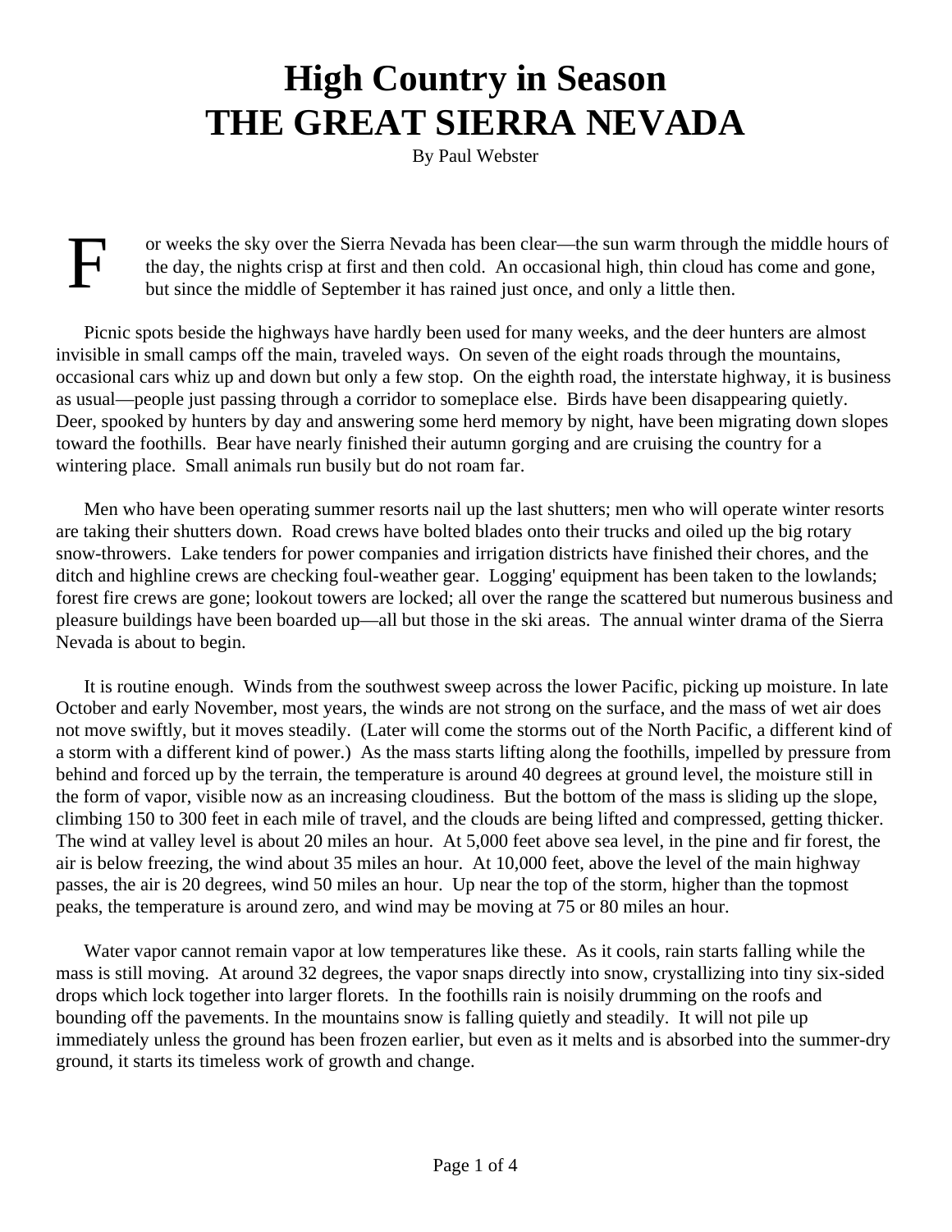# High Country in Season
# THE GREAT SIERRA NEVADA

By Paul Webster

For weeks the sky over the Sierra Nevada has been clear—the sun warm through the middle hours of the day, the nights crisp at first and then cold. An occasional high, thin cloud has come and gone, but since the middle of September it has rained just once, and only a little then.

Picnic spots beside the highways have hardly been used for many weeks, and the deer hunters are almost invisible in small camps off the main, traveled ways. On seven of the eight roads through the mountains, occasional cars whiz up and down but only a few stop. On the eighth road, the interstate highway, it is business as usual—people just passing through a corridor to someplace else. Birds have been disappearing quietly. Deer, spooked by hunters by day and answering some herd memory by night, have been migrating down slopes toward the foothills. Bear have nearly finished their autumn gorging and are cruising the country for a wintering place. Small animals run busily but do not roam far.

Men who have been operating summer resorts nail up the last shutters; men who will operate winter resorts are taking their shutters down. Road crews have bolted blades onto their trucks and oiled up the big rotary snow-throwers. Lake tenders for power companies and irrigation districts have finished their chores, and the ditch and highline crews are checking foul-weather gear. Logging' equipment has been taken to the lowlands; forest fire crews are gone; lookout towers are locked; all over the range the scattered but numerous business and pleasure buildings have been boarded up—all but those in the ski areas. The annual winter drama of the Sierra Nevada is about to begin.

It is routine enough. Winds from the southwest sweep across the lower Pacific, picking up moisture. In late October and early November, most years, the winds are not strong on the surface, and the mass of wet air does not move swiftly, but it moves steadily. (Later will come the storms out of the North Pacific, a different kind of a storm with a different kind of power.) As the mass starts lifting along the foothills, impelled by pressure from behind and forced up by the terrain, the temperature is around 40 degrees at ground level, the moisture still in the form of vapor, visible now as an increasing cloudiness. But the bottom of the mass is sliding up the slope, climbing 150 to 300 feet in each mile of travel, and the clouds are being lifted and compressed, getting thicker. The wind at valley level is about 20 miles an hour. At 5,000 feet above sea level, in the pine and fir forest, the air is below freezing, the wind about 35 miles an hour. At 10,000 feet, above the level of the main highway passes, the air is 20 degrees, wind 50 miles an hour. Up near the top of the storm, higher than the topmost peaks, the temperature is around zero, and wind may be moving at 75 or 80 miles an hour.

Water vapor cannot remain vapor at low temperatures like these. As it cools, rain starts falling while the mass is still moving. At around 32 degrees, the vapor snaps directly into snow, crystallizing into tiny six-sided drops which lock together into larger florets. In the foothills rain is noisily drumming on the roofs and bounding off the pavements. In the mountains snow is falling quietly and steadily. It will not pile up immediately unless the ground has been frozen earlier, but even as it melts and is absorbed into the summer-dry ground, it starts its timeless work of growth and change.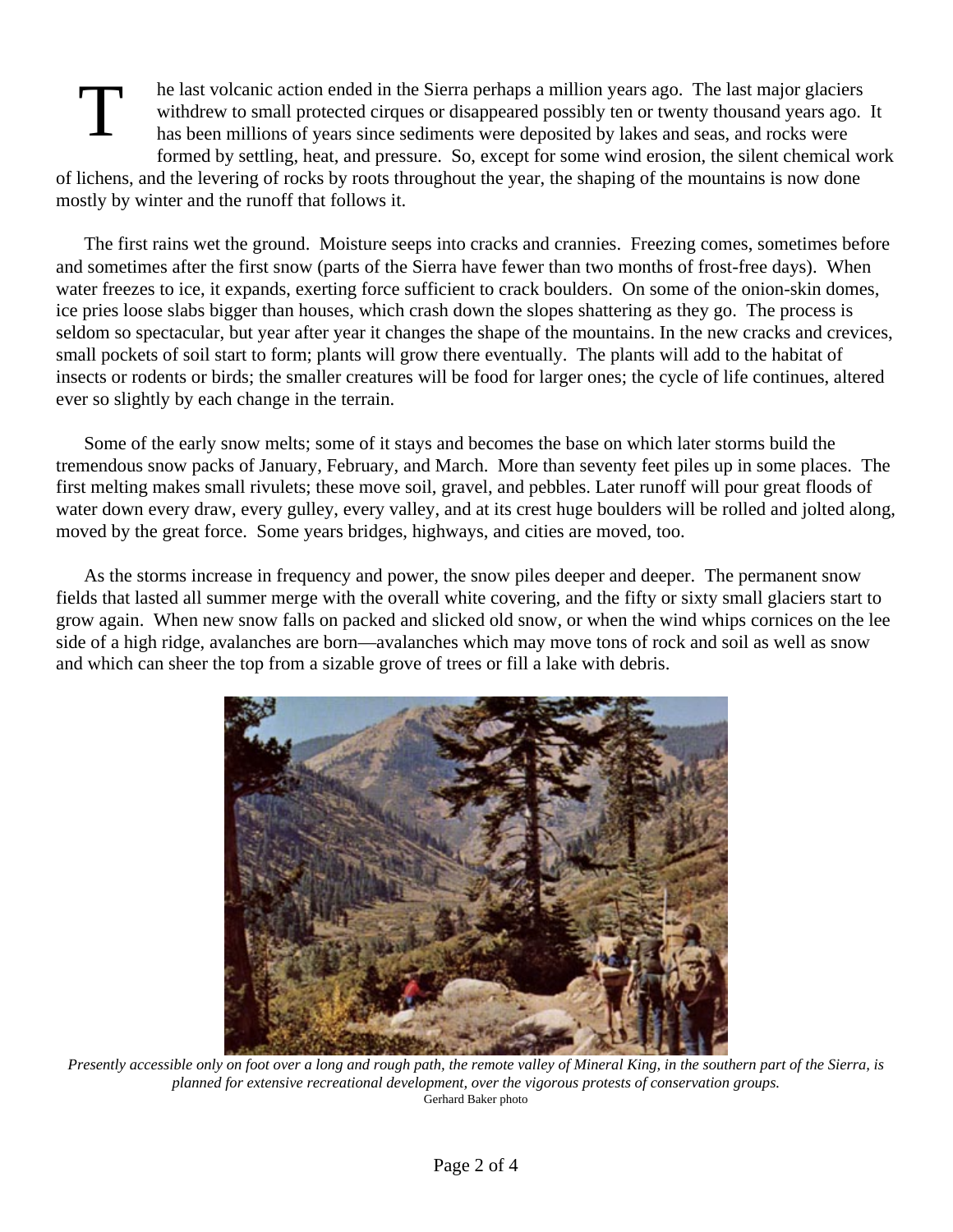The last volcanic action ended in the Sierra perhaps a million years ago. The last major glaciers withdrew to small protected cirques or disappeared possibly ten or twenty thousand years ago. It has been millions of years since sediments were deposited by lakes and seas, and rocks were formed by settling, heat, and pressure. So, except for some wind erosion, the silent chemical work of lichens, and the levering of rocks by roots throughout the year, the shaping of the mountains is now done mostly by winter and the runoff that follows it.

The first rains wet the ground. Moisture seeps into cracks and crannies. Freezing comes, sometimes before and sometimes after the first snow (parts of the Sierra have fewer than two months of frost-free days). When water freezes to ice, it expands, exerting force sufficient to crack boulders. On some of the onion-skin domes, ice pries loose slabs bigger than houses, which crash down the slopes shattering as they go. The process is seldom so spectacular, but year after year it changes the shape of the mountains. In the new cracks and crevices, small pockets of soil start to form; plants will grow there eventually. The plants will add to the habitat of insects or rodents or birds; the smaller creatures will be food for larger ones; the cycle of life continues, altered ever so slightly by each change in the terrain.

Some of the early snow melts; some of it stays and becomes the base on which later storms build the tremendous snow packs of January, February, and March. More than seventy feet piles up in some places. The first melting makes small rivulets; these move soil, gravel, and pebbles. Later runoff will pour great floods of water down every draw, every gulley, every valley, and at its crest huge boulders will be rolled and jolted along, moved by the great force. Some years bridges, highways, and cities are moved, too.

As the storms increase in frequency and power, the snow piles deeper and deeper. The permanent snow fields that lasted all summer merge with the overall white covering, and the fifty or sixty small glaciers start to grow again. When new snow falls on packed and slicked old snow, or when the wind whips cornices on the lee side of a high ridge, avalanches are born—avalanches which may move tons of rock and soil as well as snow and which can sheer the top from a sizable grove of trees or fill a lake with debris.

*Presently accessible only on foot over a long and rough path, the remote valley of Mineral King, in the southern part of the Sierra, is planned for extensive recreational development, over the vigorous protests of conservation groups.*
Gerhard Baker photo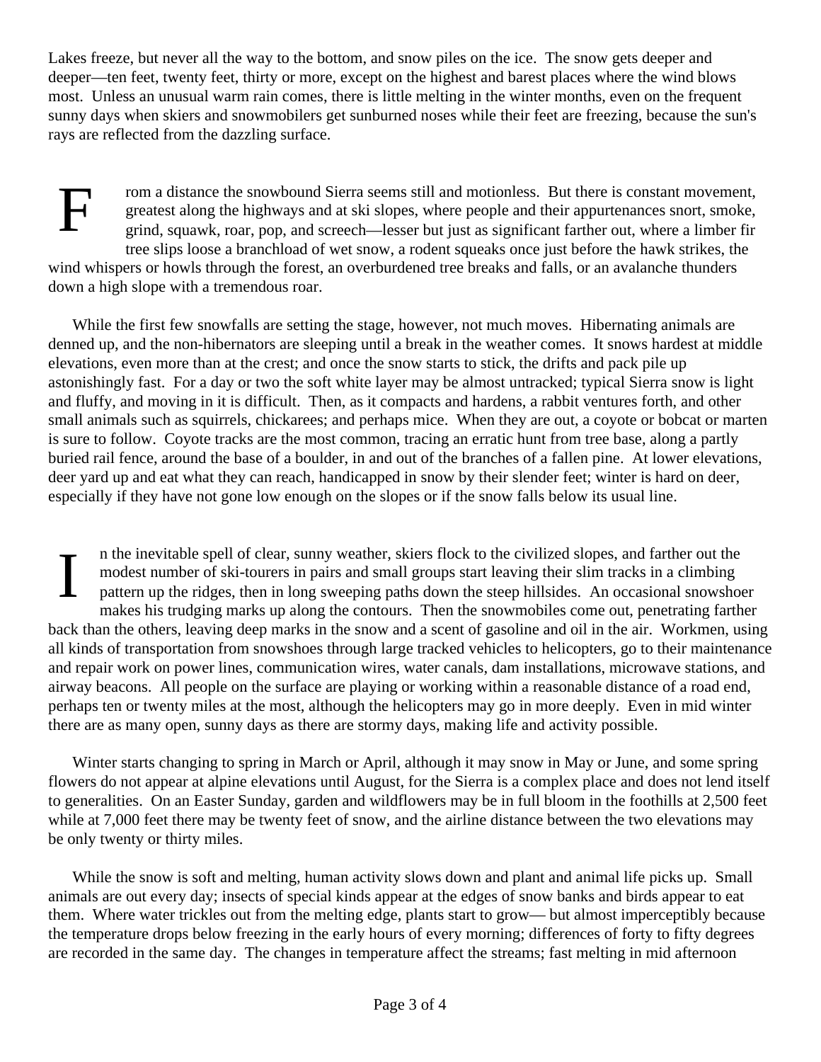Lakes freeze, but never all the way to the bottom, and snow piles on the ice. The snow gets deeper and deeper—ten feet, twenty feet, thirty or more, except on the highest and barest places where the wind blows most. Unless an unusual warm rain comes, there is little melting in the winter months, even on the frequent sunny days when skiers and snowmobilers get sunburned noses while their feet are freezing, because the sun's rays are reflected from the dazzling surface.

From a distance the snowbound Sierra seems still and motionless. But there is constant movement, greatest along the highways and at ski slopes, where people and their appurtenances snort, smoke, grind, squawk, roar, pop, and screech—lesser but just as significant farther out, where a limber fir tree slips loose a branchload of wet snow, a rodent squeaks once just before the hawk strikes, the wind whispers or howls through the forest, an overburdened tree breaks and falls, or an avalanche thunders down a high slope with a tremendous roar.

While the first few snowfalls are setting the stage, however, not much moves. Hibernating animals are denned up, and the non-hibernators are sleeping until a break in the weather comes. It snows hardest at middle elevations, even more than at the crest; and once the snow starts to stick, the drifts and pack pile up astonishingly fast. For a day or two the soft white layer may be almost untracked; typical Sierra snow is light and fluffy, and moving in it is difficult. Then, as it compacts and hardens, a rabbit ventures forth, and other small animals such as squirrels, chickarees; and perhaps mice. When they are out, a coyote or bobcat or marten is sure to follow. Coyote tracks are the most common, tracing an erratic hunt from tree base, along a partly buried rail fence, around the base of a boulder, in and out of the branches of a fallen pine. At lower elevations, deer yard up and eat what they can reach, handicapped in snow by their slender feet; winter is hard on deer, especially if they have not gone low enough on the slopes or if the snow falls below its usual line.

In the inevitable spell of clear, sunny weather, skiers flock to the civilized slopes, and farther out the modest number of ski-tourers in pairs and small groups start leaving their slim tracks in a climbing pattern up the ridges, then in long sweeping paths down the steep hillsides. An occasional snowshoer makes his trudging marks up along the contours. Then the snowmobiles come out, penetrating farther back than the others, leaving deep marks in the snow and a scent of gasoline and oil in the air. Workmen, using all kinds of transportation from snowshoes through large tracked vehicles to helicopters, go to their maintenance and repair work on power lines, communication wires, water canals, dam installations, microwave stations, and airway beacons. All people on the surface are playing or working within a reasonable distance of a road end, perhaps ten or twenty miles at the most, although the helicopters may go in more deeply. Even in mid winter there are as many open, sunny days as there are stormy days, making life and activity possible.

Winter starts changing to spring in March or April, although it may snow in May or June, and some spring flowers do not appear at alpine elevations until August, for the Sierra is a complex place and does not lend itself to generalities. On an Easter Sunday, garden and wildflowers may be in full bloom in the foothills at 2,500 feet while at 7,000 feet there may be twenty feet of snow, and the airline distance between the two elevations may be only twenty or thirty miles.

While the snow is soft and melting, human activity slows down and plant and animal life picks up. Small animals are out every day; insects of special kinds appear at the edges of snow banks and birds appear to eat them. Where water trickles out from the melting edge, plants start to grow— but almost imperceptibly because the temperature drops below freezing in the early hours of every morning; differences of forty to fifty degrees are recorded in the same day. The changes in temperature affect the streams; fast melting in mid afternoon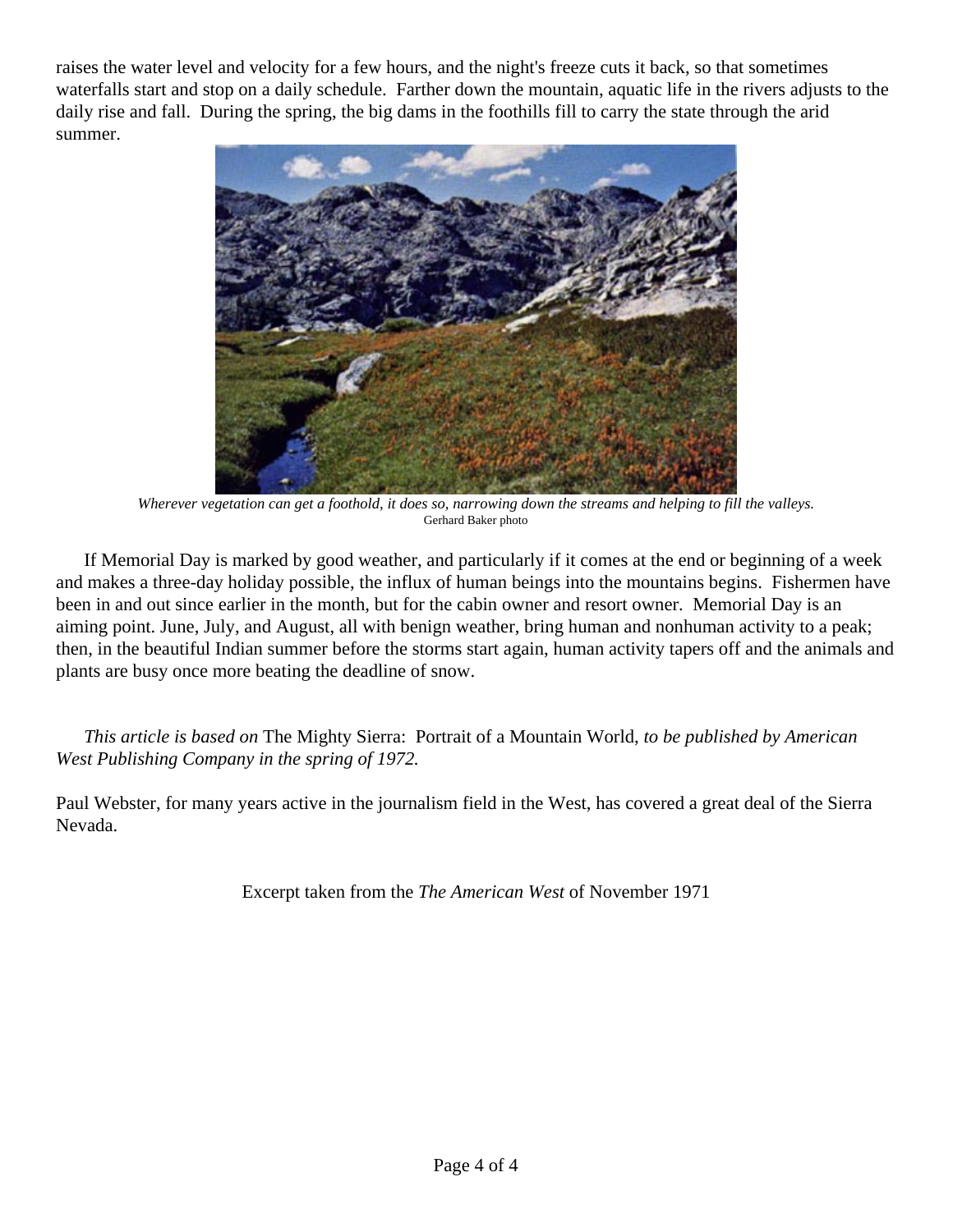raises the water level and velocity for a few hours, and the night's freeze cuts it back, so that sometimes waterfalls start and stop on a daily schedule. Farther down the mountain, aquatic life in the rivers adjusts to the daily rise and fall. During the spring, the big dams in the foothills fill to carry the state through the arid summer.

*Wherever vegetation can get a foothold, it does so, narrowing down the streams and helping to fill the valleys.*
Gerhard Baker photo

If Memorial Day is marked by good weather, and particularly if it comes at the end or beginning of a week and makes a three-day holiday possible, the influx of human beings into the mountains begins. Fishermen have been in and out since earlier in the month, but for the cabin owner and resort owner. Memorial Day is an aiming point. June, July, and August, all with benign weather, bring human and nonhuman activity to a peak; then, in the beautiful Indian summer before the storms start again, human activity tapers off and the animals and plants are busy once more beating the deadline of snow.

*This article is based on* The Mighty Sierra: Portrait of a Mountain World, *to be published by American West Publishing Company in the spring of 1972.*

Paul Webster, for many years active in the journalism field in the West, has covered a great deal of the Sierra Nevada.

Excerpt taken from the *The American West* of November 1971